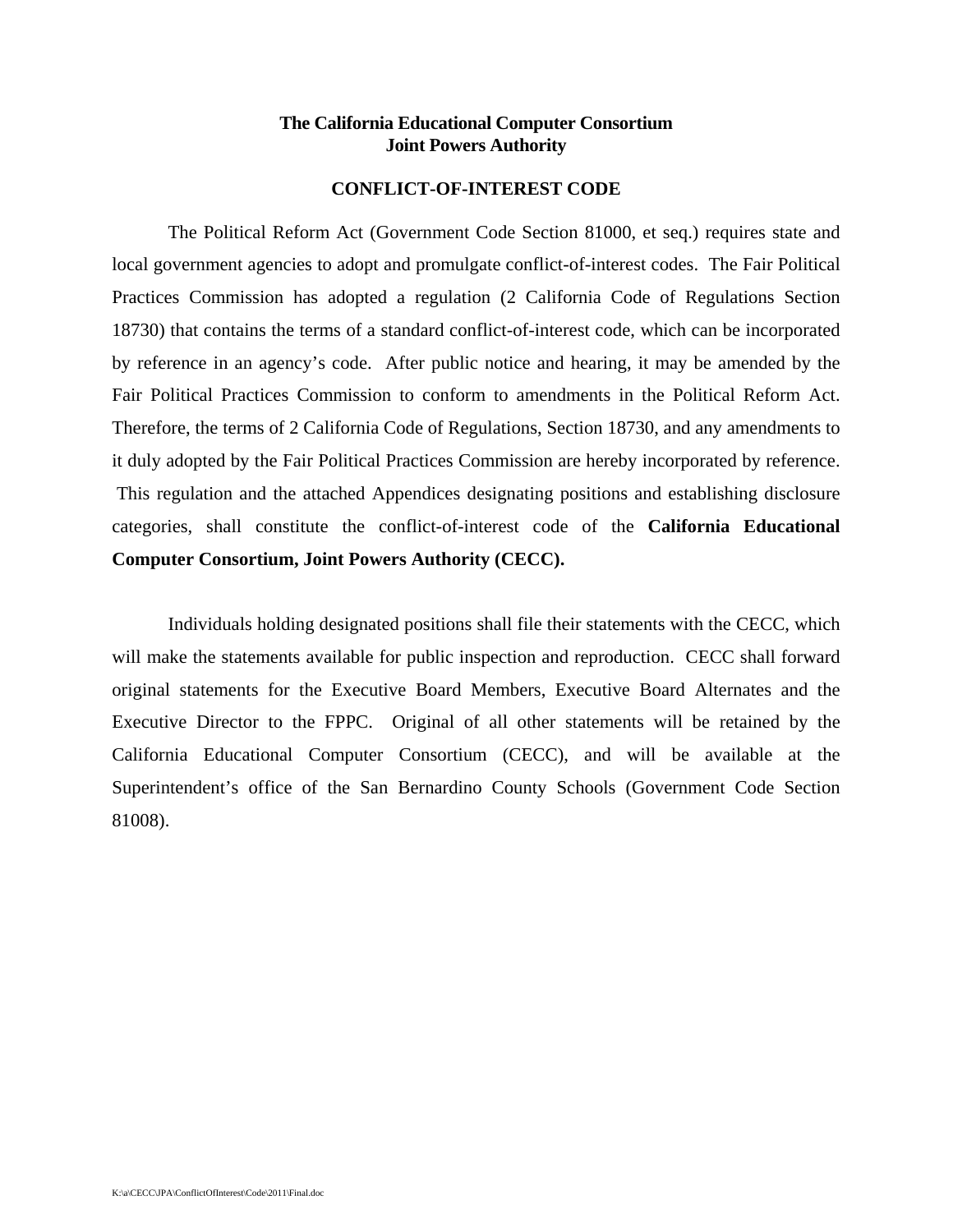**The California Educational Computer Consortium**
**Joint Powers Authority**

**CONFLICT-OF-INTEREST CODE**

The Political Reform Act (Government Code Section 81000, et seq.) requires state and local government agencies to adopt and promulgate conflict-of-interest codes. The Fair Political Practices Commission has adopted a regulation (2 California Code of Regulations Section 18730) that contains the terms of a standard conflict-of-interest code, which can be incorporated by reference in an agency's code. After public notice and hearing, it may be amended by the Fair Political Practices Commission to conform to amendments in the Political Reform Act. Therefore, the terms of 2 California Code of Regulations, Section 18730, and any amendments to it duly adopted by the Fair Political Practices Commission are hereby incorporated by reference. This regulation and the attached Appendices designating positions and establishing disclosure categories, shall constitute the conflict-of-interest code of the **California Educational Computer Consortium, Joint Powers Authority (CECC).**

Individuals holding designated positions shall file their statements with the CECC, which will make the statements available for public inspection and reproduction. CECC shall forward original statements for the Executive Board Members, Executive Board Alternates and the Executive Director to the FPPC. Original of all other statements will be retained by the California Educational Computer Consortium (CECC), and will be available at the Superintendent's office of the San Bernardino County Schools (Government Code Section 81008).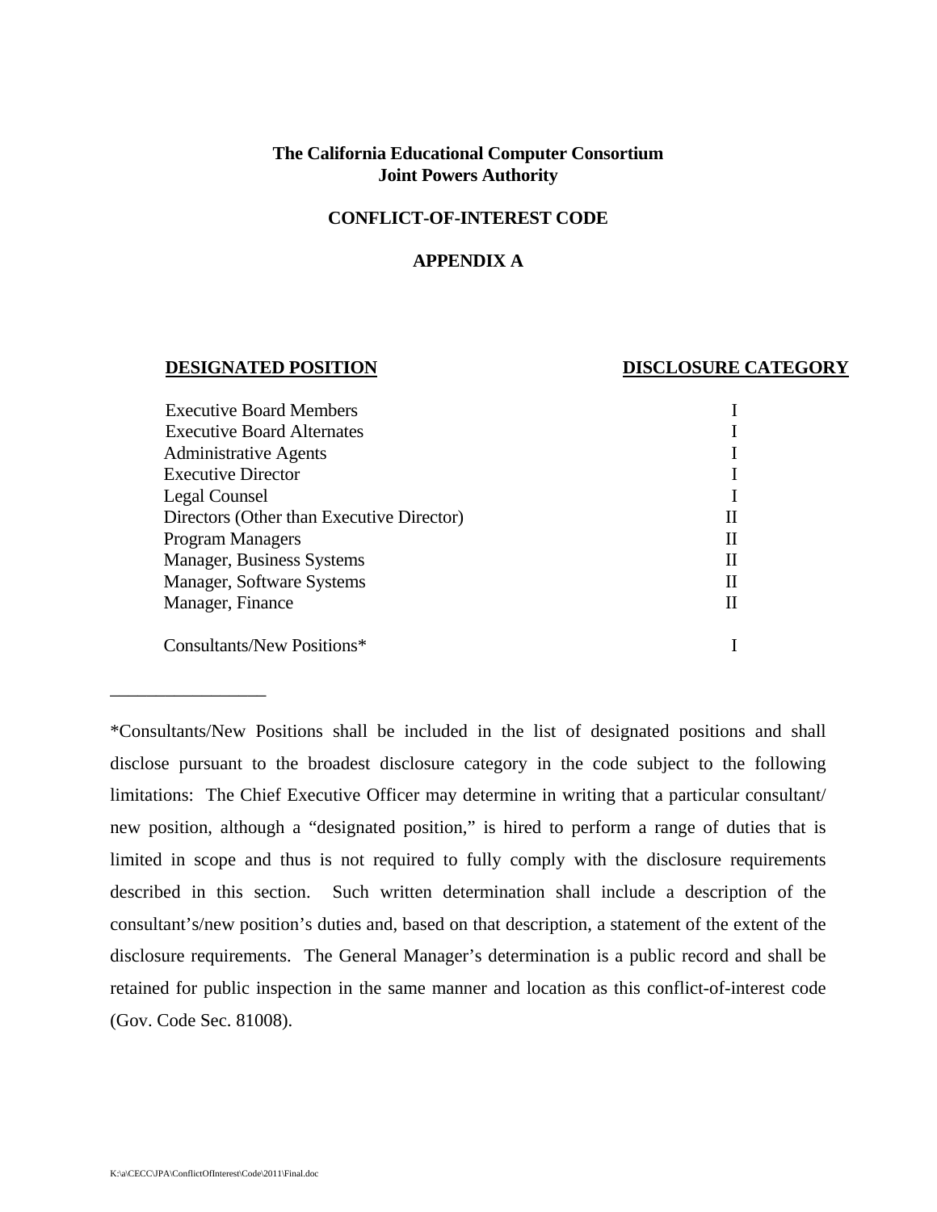**The California Educational Computer Consortium**
**Joint Powers Authority**

**CONFLICT-OF-INTEREST CODE**

**APPENDIX A**

| DESIGNATED POSITION | DISCLOSURE CATEGORY |
|---|---|
| Executive Board Members | I |
| Executive Board Alternates | I |
| Administrative Agents | I |
| Executive Director | I |
| Legal Counsel | I |
| Directors (Other than Executive Director) | II |
| Program Managers | II |
| Manager, Business Systems | II |
| Manager, Software Systems | II |
| Manager, Finance | II |
| Consultants/New Positions* | I |

---

*Consultants/New Positions shall be included in the list of designated positions and shall disclose pursuant to the broadest disclosure category in the code subject to the following limitations: The Chief Executive Officer may determine in writing that a particular consultant/ new position, although a "designated position," is hired to perform a range of duties that is limited in scope and thus is not required to fully comply with the disclosure requirements described in this section. Such written determination shall include a description of the consultant's/new position's duties and, based on that description, a statement of the extent of the disclosure requirements. The General Manager's determination is a public record and shall be retained for public inspection in the same manner and location as this conflict-of-interest code (Gov. Code Sec. 81008).

K:\a\CECC\JPA\ConflictOfInterest\Code\2011\Final.doc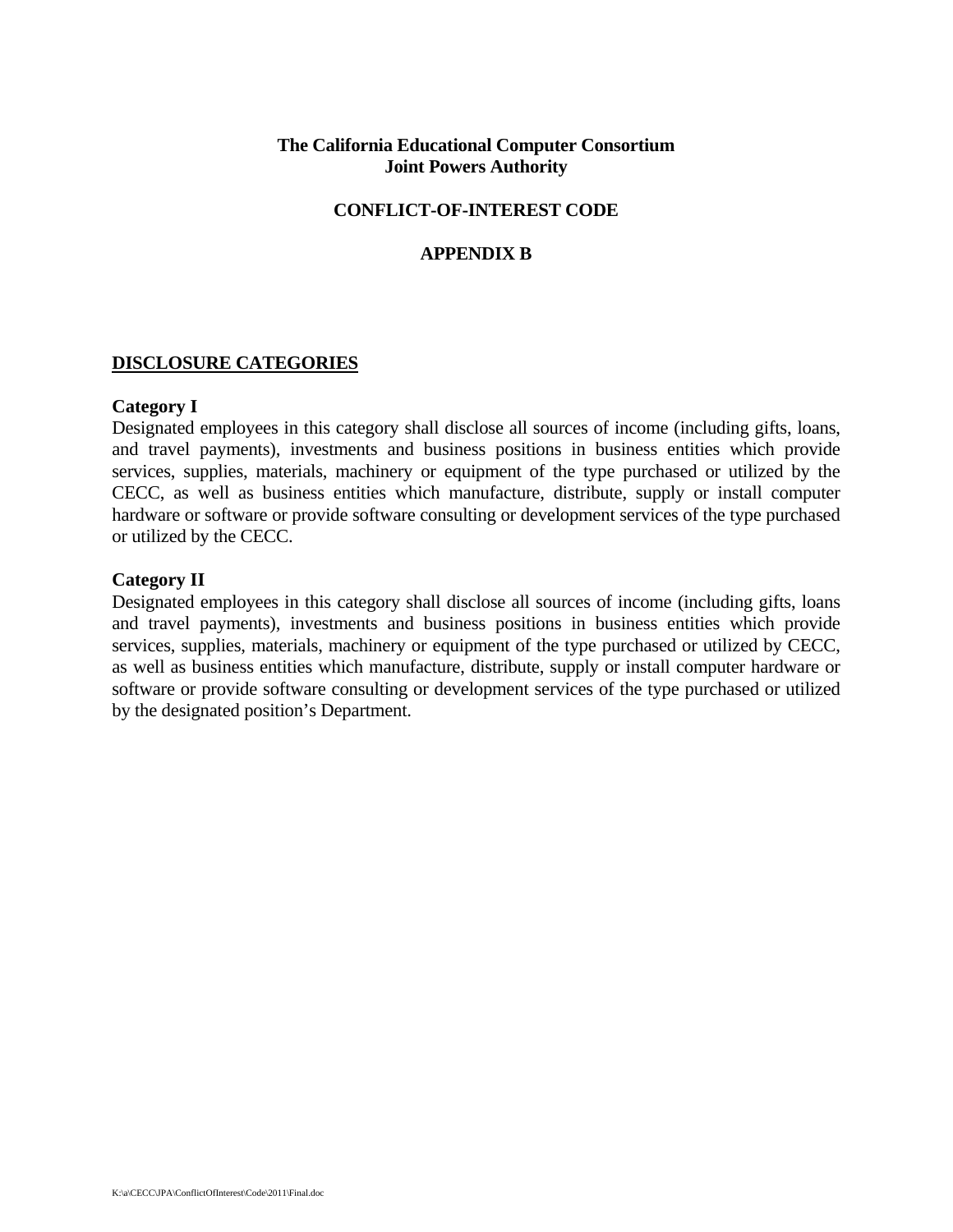**The California Educational Computer Consortium**
**Joint Powers Authority**

**CONFLICT-OF-INTEREST CODE**

**APPENDIX B**

## DISCLOSURE CATEGORIES

**Category I**

Designated employees in this category shall disclose all sources of income (including gifts, loans, and travel payments), investments and business positions in business entities which provide services, supplies, materials, machinery or equipment of the type purchased or utilized by the CECC, as well as business entities which manufacture, distribute, supply or install computer hardware or software or provide software consulting or development services of the type purchased or utilized by the CECC.

**Category II**

Designated employees in this category shall disclose all sources of income (including gifts, loans and travel payments), investments and business positions in business entities which provide services, supplies, materials, machinery or equipment of the type purchased or utilized by CECC, as well as business entities which manufacture, distribute, supply or install computer hardware or software or provide software consulting or development services of the type purchased or utilized by the designated position's Department.